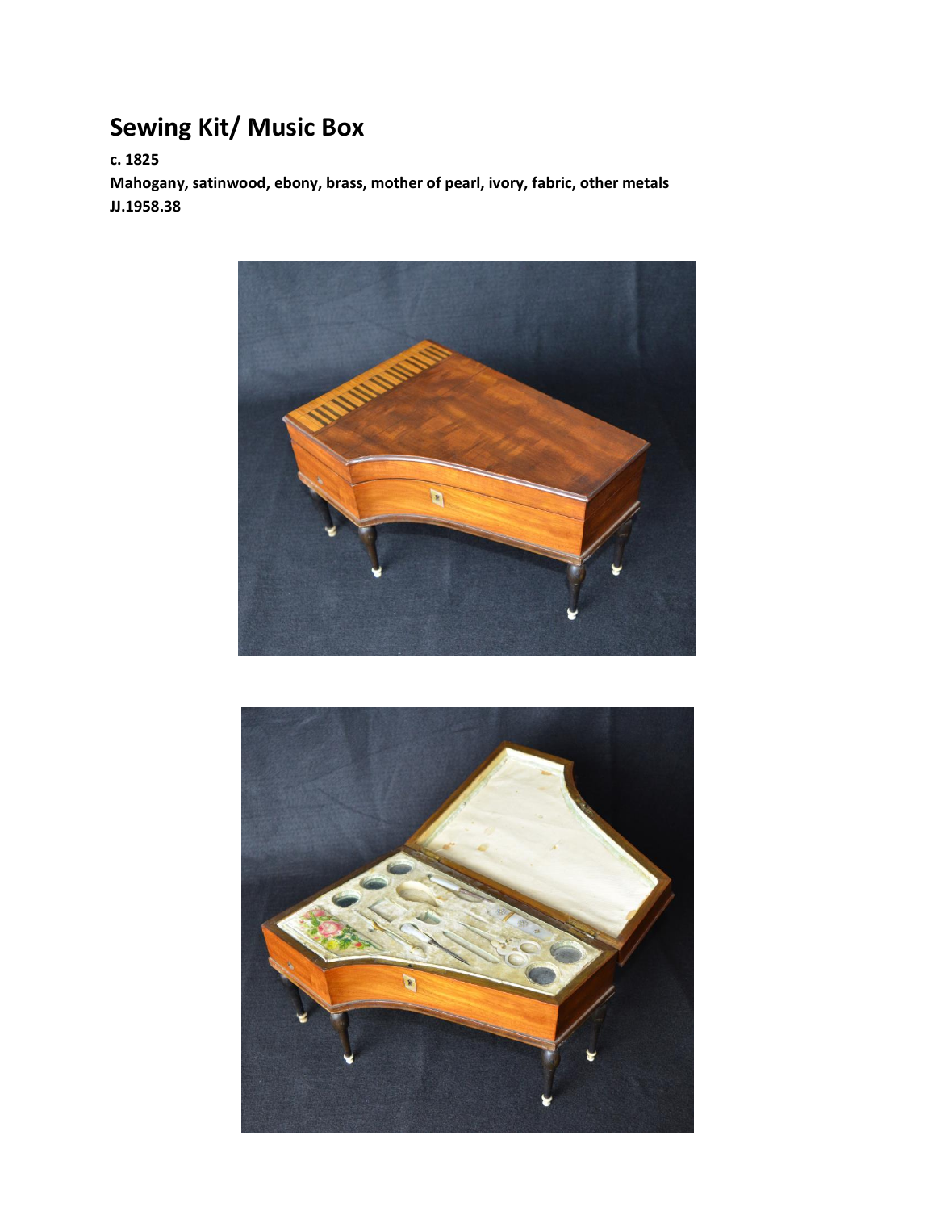# Sewing Kit/ Music Box

**c. 1825**

**Mahogany, satinwood, ebony, brass, mother of pearl, ivory, fabric, other metals**

**JJ.1958.38**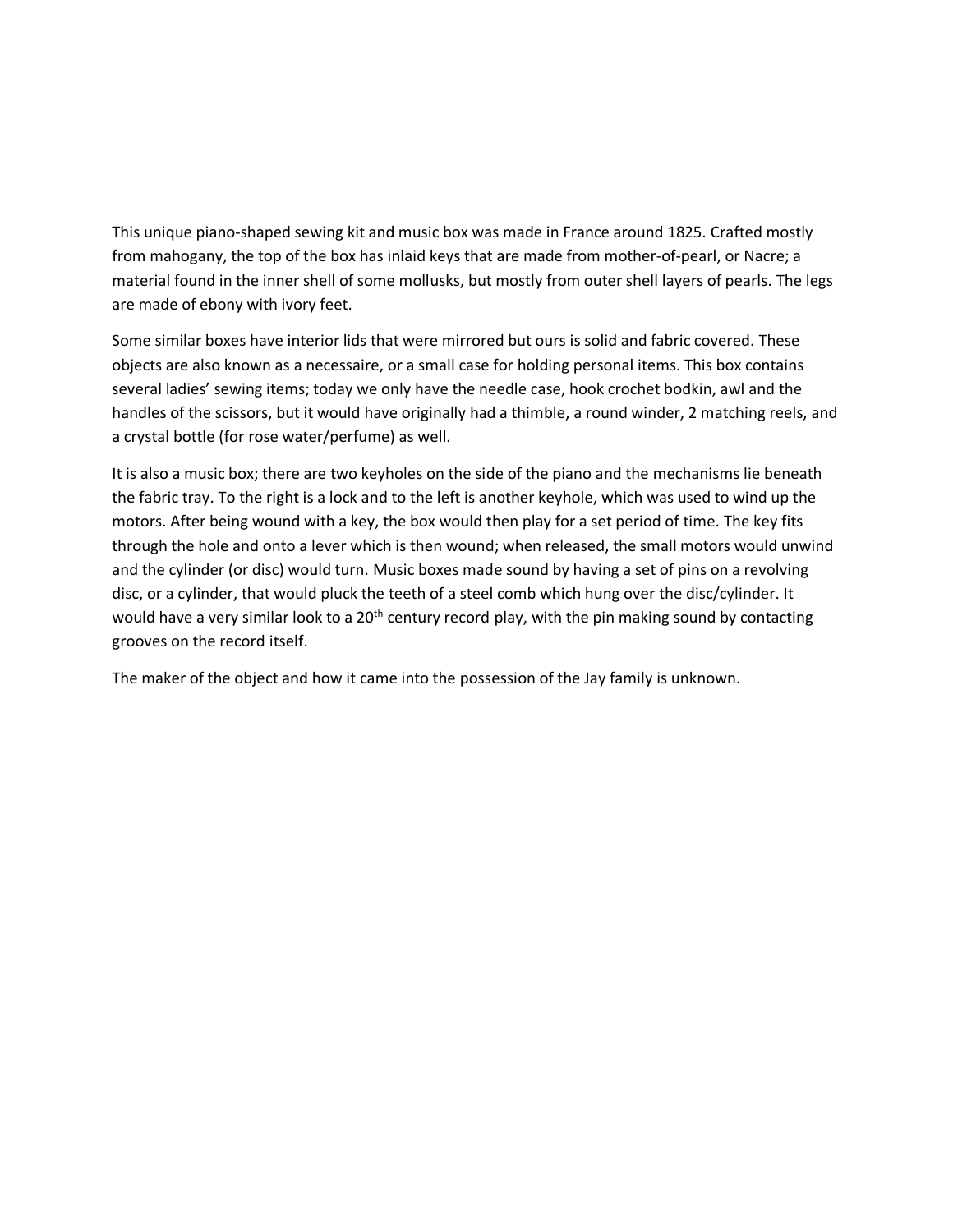This unique piano-shaped sewing kit and music box was made in France around 1825. Crafted mostly from mahogany, the top of the box has inlaid keys that are made from mother-of-pearl, or Nacre; a material found in the inner shell of some mollusks, but mostly from outer shell layers of pearls. The legs are made of ebony with ivory feet.

Some similar boxes have interior lids that were mirrored but ours is solid and fabric covered. These objects are also known as a necessaire, or a small case for holding personal items. This box contains several ladies' sewing items; today we only have the needle case, hook crochet bodkin, awl and the handles of the scissors, but it would have originally had a thimble, a round winder, 2 matching reels, and a crystal bottle (for rose water/perfume) as well.

It is also a music box; there are two keyholes on the side of the piano and the mechanisms lie beneath the fabric tray. To the right is a lock and to the left is another keyhole, which was used to wind up the motors. After being wound with a key, the box would then play for a set period of time. The key fits through the hole and onto a lever which is then wound; when released, the small motors would unwind and the cylinder (or disc) would turn. Music boxes made sound by having a set of pins on a revolving disc, or a cylinder, that would pluck the teeth of a steel comb which hung over the disc/cylinder. It would have a very similar look to a 20th century record play, with the pin making sound by contacting grooves on the record itself.

The maker of the object and how it came into the possession of the Jay family is unknown.